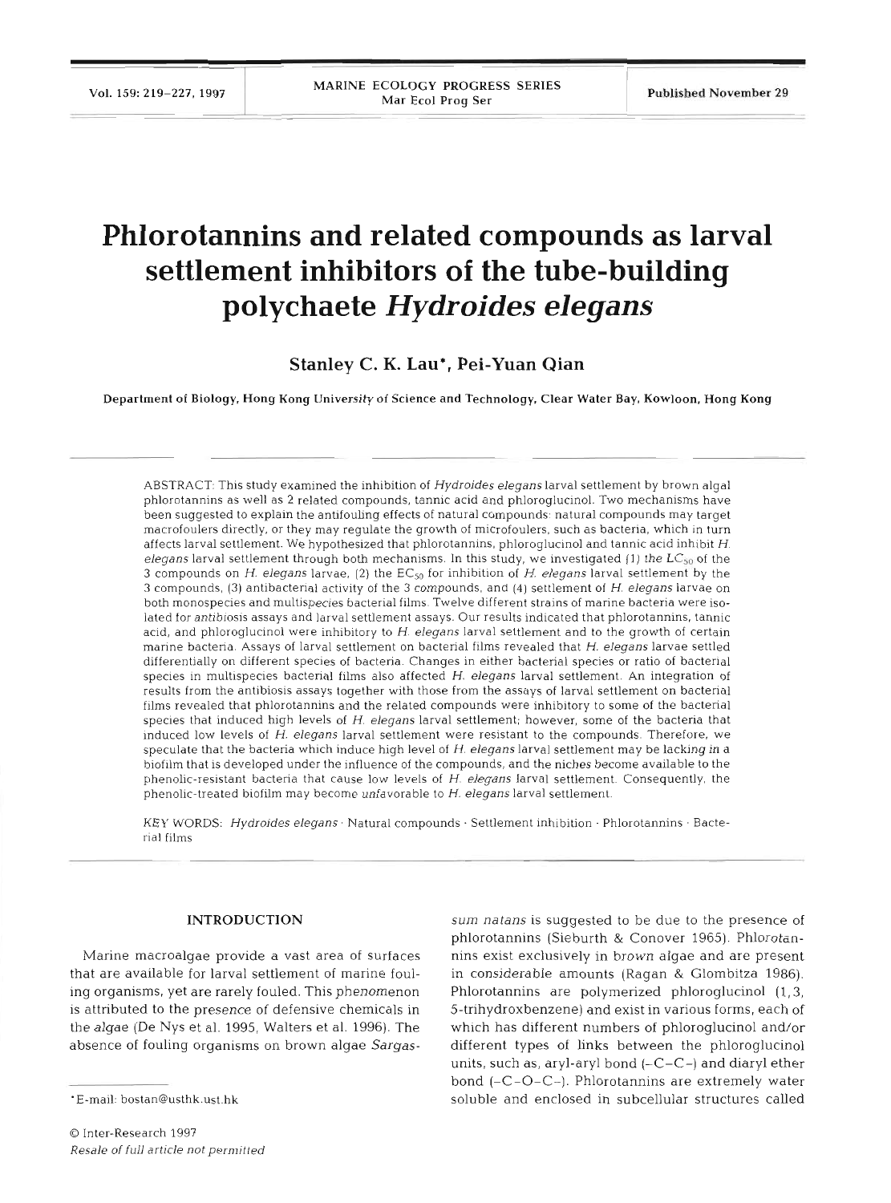# Phlorotannins and related compounds as larval settlement inhibitors of the tube-building polychaete *Hydroides elegans*

**Stanley C. K. Lau\*, Pei-Yuan Qian**

Department of Biology, Hong Kong University of Science and Technology, Clear Water Bay, Kowloon, Hong Kong

ABSTRACT: This study examined the inhibition of *Hydroides elegans* larval settlement by brown algal phlorotannins as well as 2 related compounds, tannic acid and phloroglucinol. Two mechanisms have been suggested to explain the antifouling effects of natural compounds: natural compounds may target macrofoulers directly, or they may regulate the growth of microfoulers, such as bacteria, which in turn affects larval settlement. We hypothesized that phlorotannins, phloroglucinol and tannic acid inhibit *H. elegans* larval settlement through both mechanisms. In this study, we investigated (1) the $LC_{50}$ of the 3 compounds on *H. elegans* larvae, (2) the $EC_{50}$ for inhibition of *H. elegans* larval settlement by the 3 compounds, (3) antibacterial activity of the 3 compounds, and (4) settlement of *H. elegans* larvae on both monospecies and multispecies bacterial films. Twelve different strains of marine bacteria were isolated for antibiosis assays and larval settlement assays. Our results indicated that phlorotannins, tannic acid, and phloroglucinol were inhibitory to *H. elegans* larval settlement and to the growth of certain marine bacteria. Assays of larval settlement on bacterial films revealed that *H. elegans* larvae settled differentially on different species of bacteria. Changes in either bacterial species or ratio of bacterial species in multispecies bacterial films also affected *H. elegans* larval settlement. An integration of results from the antibiosis assays together with those from the assays of larval settlement on bacterial films revealed that phlorotannins and the related compounds were inhibitory to some of the bacterial species that induced high levels of *H. elegans* larval settlement; however, some of the bacteria that induced low levels of *H. elegans* larval settlement were resistant to the compounds. Therefore, we speculate that the bacteria which induce high level of *H. elegans* larval settlement may be lacking in a biofilm that is developed under the influence of the compounds, and the niches become available to the phenolic-resistant bacteria that cause low levels of *H. elegans* larval settlement. Consequently, the phenolic-treated biofilm may become unfavorable to *H. elegans* larval settlement.

KEY WORDS: *Hydroides elegans* · Natural compounds · Settlement inhibition · Phlorotannins · Bacterial films

## INTRODUCTION

Marine macroalgae provide a vast area of surfaces that are available for larval settlement of marine fouling organisms, yet are rarely fouled. This phenomenon is attributed to the presence of defensive chemicals in the algae (De Nys et al. 1995, Walters et al. 1996). The absence of fouling organisms on brown algae *Sargassum natans* is suggested to be due to the presence of phlorotannins (Sieburth & Conover 1965). Phlorotannins exist exclusively in brown algae and are present in considerable amounts (Ragan & Glombitza 1986). Phlorotannins are polymerized phloroglucinol (1,3,5-trihydroxbenzene) and exist in various forms, each of which has different numbers of phloroglucinol and/or different types of links between the phloroglucinol units, such as, aryl-aryl bond (–C–C–) and diaryl ether bond (–C–O–C–). Phlorotannins are extremely water soluble and enclosed in subcellular structures called

\*E-mail: bostan@usthk.ust.hk

© Inter-Research 1997
*Resale of full article not permitted*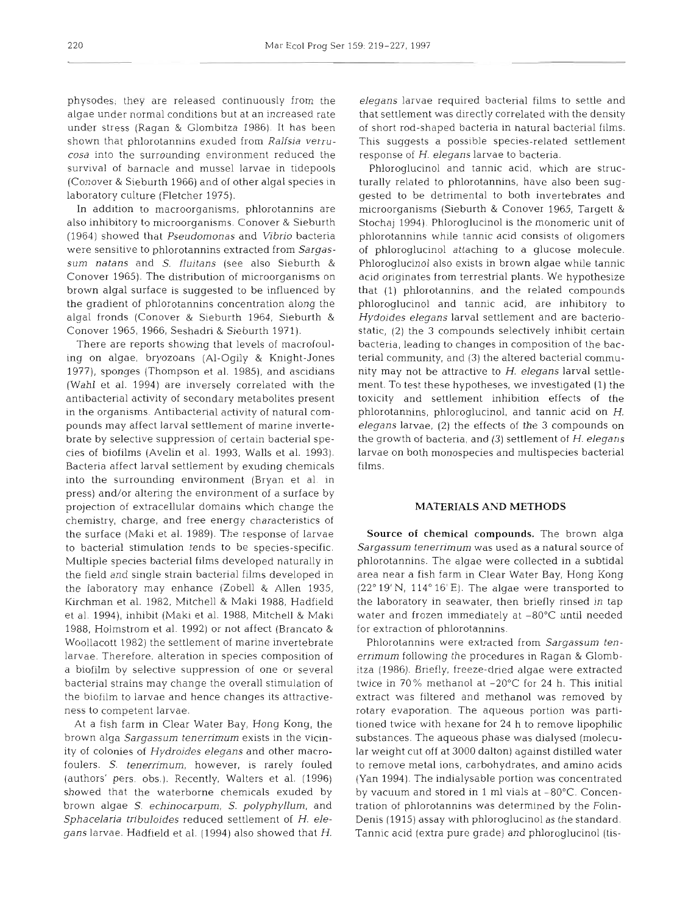physodes; they are released continuously from the algae under normal conditions but at an increased rate under stress (Ragan & Glombitza 1986). It has been shown that phlorotannins exuded from *Ralfsia verrucosa* into the surrounding environment reduced the survival of barnacle and mussel larvae in tidepools (Conover & Sieburth 1966) and of other algal species in laboratory culture (Fletcher 1975).

In addition to macroorganisms, phlorotannins are also inhibitory to microorganisms. Conover & Sieburth (1964) showed that *Pseudomonas* and *Vibrio* bacteria were sensitive to phlorotannins extracted from *Sargassum natans* and *S. fluitans* (see also Sieburth & Conover 1965). The distribution of microorganisms on brown algal surface is suggested to be influenced by the gradient of phlorotannins concentration along the algal fronds (Conover & Sieburth 1964, Sieburth & Conover 1965, 1966, Seshadri & Sieburth 1971).

There are reports showing that levels of macrofouling on algae, bryozoans (Al-Ogily & Knight-Jones 1977), sponges (Thompson et al. 1985), and ascidians (Wahl et al. 1994) are inversely correlated with the antibacterial activity of secondary metabolites present in the organisms. Antibacterial activity of natural compounds may affect larval settlement of marine invertebrate by selective suppression of certain bacterial species of biofilms (Avelin et al. 1993, Walls et al. 1993). Bacteria affect larval settlement by exuding chemicals into the surrounding environment (Bryan et al. in press) and/or altering the environment of a surface by projection of extracellular domains which change the chemistry, charge, and free energy characteristics of the surface (Maki et al. 1989). The response of larvae to bacterial stimulation tends to be species-specific. Multiple species bacterial films developed naturally in the field and single strain bacterial films developed in the laboratory may enhance (Zobell & Allen 1935, Kirchman et al. 1982, Mitchell & Maki 1988, Hadfield et al. 1994), inhibit (Maki et al. 1988, Mitchell & Maki 1988, Holmstrom et al. 1992) or not affect (Brancato & Woollacott 1982) the settlement of marine invertebrate larvae. Therefore, alteration in species composition of a biofilm by selective suppression of one or several bacterial strains may change the overall stimulation of the biofilm to larvae and hence changes its attractiveness to competent larvae.

At a fish farm in Clear Water Bay, Hong Kong, the brown alga *Sargassum tenerrimum* exists in the vicinity of colonies of *Hydroides elegans* and other macrofoulers. *S. tenerrimum*, however, is rarely fouled (authors' pers. obs.). Recently, Walters et al. (1996) showed that the waterborne chemicals exuded by brown algae *S. echinocarpum*, *S. polyphyllum*, and *Sphacelaria tribuloides* reduced settlement of *H. elegans* larvae. Hadfield et al. (1994) also showed that *H. elegans* larvae required bacterial films to settle and that settlement was directly correlated with the density of short rod-shaped bacteria in natural bacterial films. This suggests a possible species-related settlement response of *H. elegans* larvae to bacteria.

Phloroglucinol and tannic acid, which are structurally related to phlorotannins, have also been suggested to be detrimental to both invertebrates and microorganisms (Sieburth & Conover 1965, Targett & Stochaj 1994). Phloroglucinol is the monomeric unit of phlorotannins while tannic acid consists of oligomers of phloroglucinol attaching to a glucose molecule. Phloroglucinol also exists in brown algae while tannic acid originates from terrestrial plants. We hypothesize that (1) phlorotannins, and the related compounds phloroglucinol and tannic acid, are inhibitory to *Hydoides elegans* larval settlement and are bacteriostatic, (2) the 3 compounds selectively inhibit certain bacteria, leading to changes in composition of the bacterial community, and (3) the altered bacterial community may not be attractive to *H. elegans* larval settlement. To test these hypotheses, we investigated (1) the toxicity and settlement inhibition effects of the phlorotannins, phloroglucinol, and tannic acid on *H. elegans* larvae, (2) the effects of the 3 compounds on the growth of bacteria, and (3) settlement of *H. elegans* larvae on both monospecies and multispecies bacterial films.

## MATERIALS AND METHODS

**Source of chemical compounds.** The brown alga *Sargassum tenerrimum* was used as a natural source of phlorotannins. The algae were collected in a subtidal area near a fish farm in Clear Water Bay, Hong Kong (22° 19' N, 114° 16' E). The algae were transported to the laboratory in seawater, then briefly rinsed in tap water and frozen immediately at −80°C until needed for extraction of phlorotannins.

Phlorotannins were extracted from *Sargassum tenerrimum* following the procedures in Ragan & Glombitza (1986). Briefly, freeze-dried algae were extracted twice in 70% methanol at −20°C for 24 h. This initial extract was filtered and methanol was removed by rotary evaporation. The aqueous portion was partitioned twice with hexane for 24 h to remove lipophilic substances. The aqueous phase was dialysed (molecular weight cut off at 3000 dalton) against distilled water to remove metal ions, carbohydrates, and amino acids (Yan 1994). The indialysable portion was concentrated by vacuum and stored in 1 ml vials at −80°C. Concentration of phlorotannins was determined by the Folin-Denis (1915) assay with phloroglucinol as the standard. Tannic acid (extra pure grade) and phloroglucinol (tis-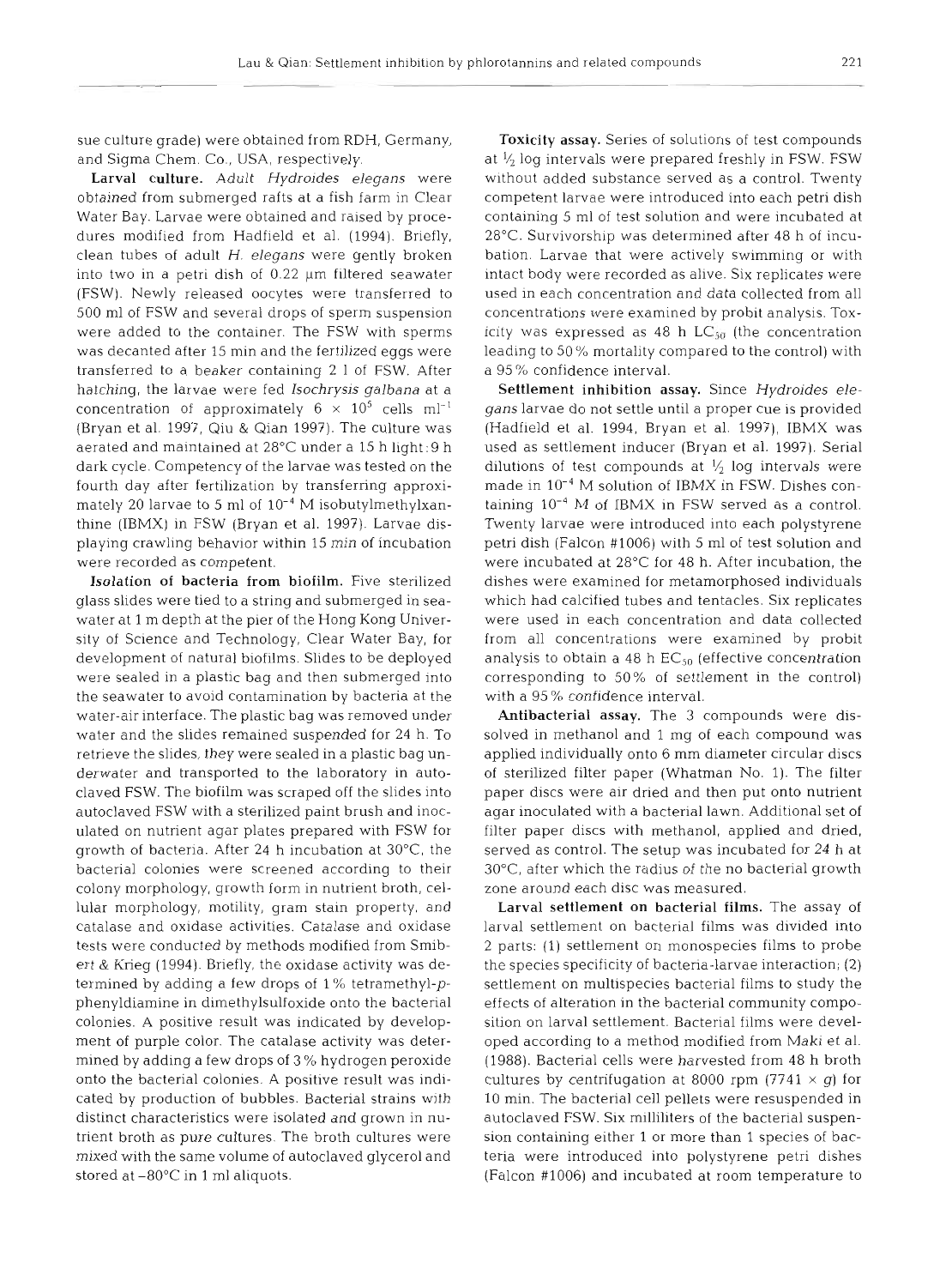sue culture grade) were obtained from RDH, Germany, and Sigma Chem. Co., USA, respectively.

**Larval culture.** Adult *Hydroides elegans* were obtained from submerged rafts at a fish farm in Clear Water Bay. Larvae were obtained and raised by procedures modified from Hadfield et al. (1994). Briefly, clean tubes of adult *H. elegans* were gently broken into two in a petri dish of 0.22 µm filtered seawater (FSW). Newly released oocytes were transferred to 500 ml of FSW and several drops of sperm suspension were added to the container. The FSW with sperms was decanted after 15 min and the fertilized eggs were transferred to a beaker containing 2 l of FSW. After hatching, the larvae were fed *Isochrysis galbana* at a concentration of approximately $6 \times 10^5$ cells $ml^{-1}$ (Bryan et al. 1997, Qiu & Qian 1997). The culture was aerated and maintained at 28°C under a 15 h light:9 h dark cycle. Competency of the larvae was tested on the fourth day after fertilization by transferring approximately 20 larvae to 5 ml of $10^{-4}$ M isobutylmethylxanthine (IBMX) in FSW (Bryan et al. 1997). Larvae displaying crawling behavior within 15 min of incubation were recorded as competent.

**Isolation of bacteria from biofilm.** Five sterilized glass slides were tied to a string and submerged in seawater at 1 m depth at the pier of the Hong Kong University of Science and Technology, Clear Water Bay, for development of natural biofilms. Slides to be deployed were sealed in a plastic bag and then submerged into the seawater to avoid contamination by bacteria at the water-air interface. The plastic bag was removed under water and the slides remained suspended for 24 h. To retrieve the slides, they were sealed in a plastic bag underwater and transported to the laboratory in autoclaved FSW. The biofilm was scraped off the slides into autoclaved FSW with a sterilized paint brush and inoculated on nutrient agar plates prepared with FSW for growth of bacteria. After 24 h incubation at 30°C, the bacterial colonies were screened according to their colony morphology, growth form in nutrient broth, cellular morphology, motility, gram stain property, and catalase and oxidase activities. Catalase and oxidase tests were conducted by methods modified from Smibert & Krieg (1994). Briefly, the oxidase activity was determined by adding a few drops of 1% tetramethyl-*p*-phenyldiamine in dimethylsulfoxide onto the bacterial colonies. A positive result was indicated by development of purple color. The catalase activity was determined by adding a few drops of 3% hydrogen peroxide onto the bacterial colonies. A positive result was indicated by production of bubbles. Bacterial strains with distinct characteristics were isolated and grown in nutrient broth as pure cultures. The broth cultures were mixed with the same volume of autoclaved glycerol and stored at –80°C in 1 ml aliquots.

**Toxicity assay.** Series of solutions of test compounds at ½ log intervals were prepared freshly in FSW. FSW without added substance served as a control. Twenty competent larvae were introduced into each petri dish containing 5 ml of test solution and were incubated at 28°C. Survivorship was determined after 48 h of incubation. Larvae that were actively swimming or with intact body were recorded as alive. Six replicates were used in each concentration and data collected from all concentrations were examined by probit analysis. Toxicity was expressed as 48 h $LC_{50}$ (the concentration leading to 50% mortality compared to the control) with a 95% confidence interval.

**Settlement inhibition assay.** Since *Hydroides elegans* larvae do not settle until a proper cue is provided (Hadfield et al. 1994, Bryan et al. 1997), IBMX was used as settlement inducer (Bryan et al. 1997). Serial dilutions of test compounds at ½ log intervals were made in $10^{-4}$ M solution of IBMX in FSW. Dishes containing $10^{-4}$ M of IBMX in FSW served as a control. Twenty larvae were introduced into each polystyrene petri dish (Falcon #1006) with 5 ml of test solution and were incubated at 28°C for 48 h. After incubation, the dishes were examined for metamorphosed individuals which had calcified tubes and tentacles. Six replicates were used in each concentration and data collected from all concentrations were examined by probit analysis to obtain a 48 h $EC_{50}$ (effective concentration corresponding to 50% of settlement in the control) with a 95% confidence interval.

**Antibacterial assay.** The 3 compounds were dissolved in methanol and 1 mg of each compound was applied individually onto 6 mm diameter circular discs of sterilized filter paper (Whatman No. 1). The filter paper discs were air dried and then put onto nutrient agar inoculated with a bacterial lawn. Additional set of filter paper discs with methanol, applied and dried, served as control. The setup was incubated for 24 h at 30°C, after which the radius of the no bacterial growth zone around each disc was measured.

**Larval settlement on bacterial films.** The assay of larval settlement on bacterial films was divided into 2 parts: (1) settlement on monospecies films to probe the species specificity of bacteria-larvae interaction; (2) settlement on multispecies bacterial films to study the effects of alteration in the bacterial community composition on larval settlement. Bacterial films were developed according to a method modified from Maki et al. (1988). Bacterial cells were harvested from 48 h broth cultures by centrifugation at 8000 rpm (7741 × *g*) for 10 min. The bacterial cell pellets were resuspended in autoclaved FSW. Six milliliters of the bacterial suspension containing either 1 or more than 1 species of bacteria were introduced into polystyrene petri dishes (Falcon #1006) and incubated at room temperature to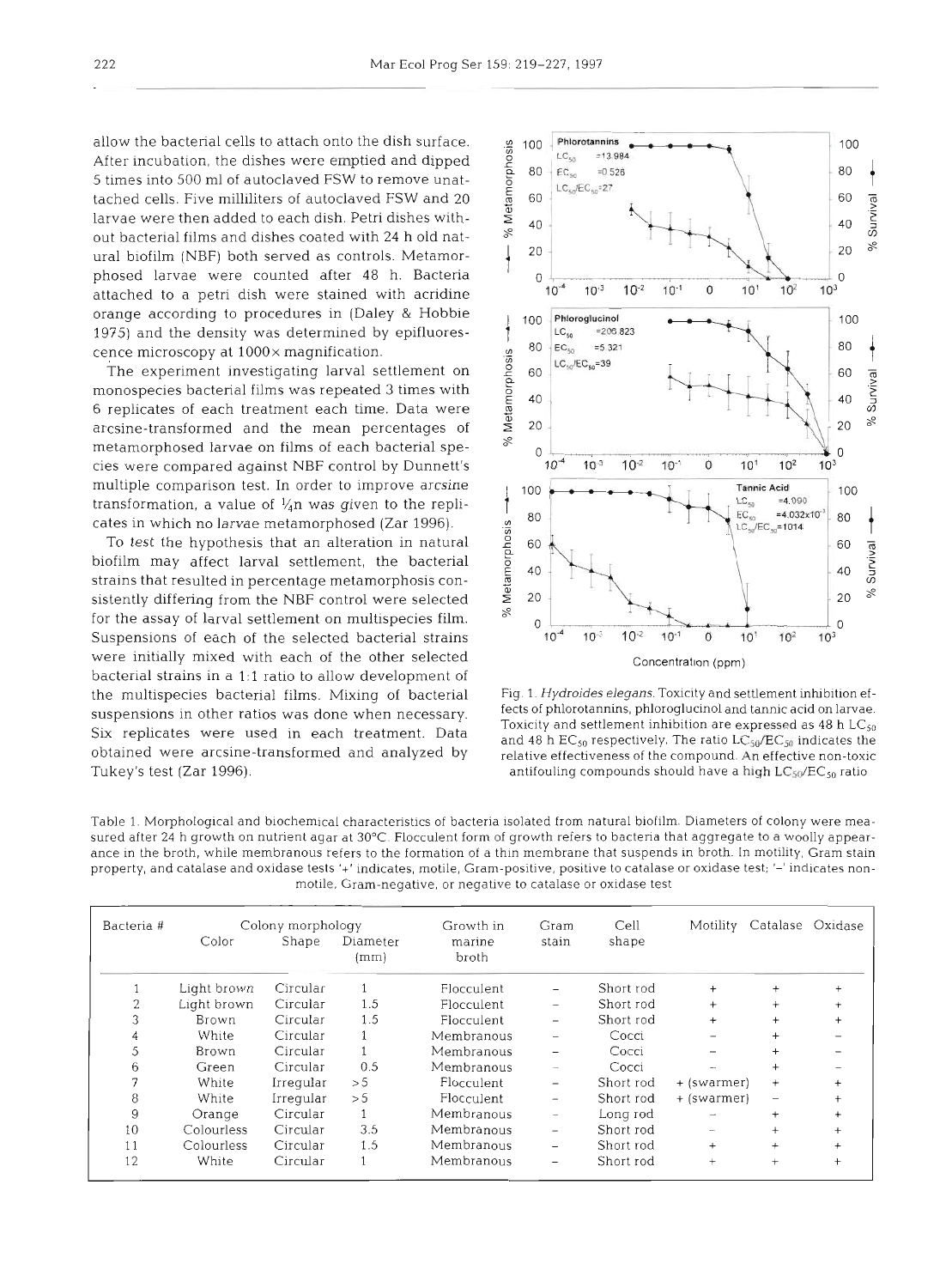allow the bacterial cells to attach onto the dish surface. After incubation, the dishes were emptied and dipped 5 times into 500 ml of autoclaved FSW to remove unattached cells. Five milliliters of autoclaved FSW and 20 larvae were then added to each dish. Petri dishes without bacterial films and dishes coated with 24 h old natural biofilm (NBF) both served as controls. Metamorphosed larvae were counted after 48 h. Bacteria attached to a petri dish were stained with acridine orange according to procedures in (Daley & Hobbie 1975) and the density was determined by epifluorescence microscopy at 1000× magnification.

The experiment investigating larval settlement on monospecies bacterial films was repeated 3 times with 6 replicates of each treatment each time. Data were arcsine-transformed and the mean percentages of metamorphosed larvae on films of each bacterial species were compared against NBF control by Dunnett's multiple comparison test. In order to improve arcsine transformation, a value of $\frac{1}{4}n$ was given to the replicates in which no larvae metamorphosed (Zar 1996).

To test the hypothesis that an alteration in natural biofilm may affect larval settlement, the bacterial strains that resulted in percentage metamorphosis consistently differing from the NBF control were selected for the assay of larval settlement on multispecies film. Suspensions of each of the selected bacterial strains were initially mixed with each of the other selected bacterial strains in a 1:1 ratio to allow development of the multispecies bacterial films. Mixing of bacterial suspensions in other ratios was done when necessary. Six replicates were used in each treatment. Data obtained were arcsine-transformed and analyzed by Tukey's test (Zar 1996).

Fig. 1. *Hydroides elegans*. Toxicity and settlement inhibition effects of phlorotannins, phloroglucinol and tannic acid on larvae. Toxicity and settlement inhibition are expressed as 48 h $LC_{50}$ and 48 h $EC_{50}$ respectively. The ratio $LC_{50}/EC_{50}$ indicates the relative effectiveness of the compound. An effective non-toxic antifouling compounds should have a high $LC_{50}/EC_{50}$ ratio

Table 1. Morphological and biochemical characteristics of bacteria isolated from natural biofilm. Diameters of colony were measured after 24 h growth on nutrient agar at 30°C. Flocculent form of growth refers to bacteria that aggregate to a woolly appearance in the broth, while membranous refers to the formation of a thin membrane that suspends in broth. In motility, Gram stain property, and catalase and oxidase tests '+' indicates, motile, Gram-positive, positive to catalase or oxidase test; '–' indicates non-motile, Gram-negative, or negative to catalase or oxidase test

| Bacteria # | Colony morphology | | | Growth in marine broth | Gram stain | Cell shape | Motility | Catalase | Oxidase |
|---|---|---|---|---|---|---|---|---|---|
| | Color | Shape | Diameter (mm) | | | | | | |
| 1 | Light brown | Circular | 1 | Flocculent | – | Short rod | + | + | + |
| 2 | Light brown | Circular | 1.5 | Flocculent | – | Short rod | + | + | + |
| 3 | Brown | Circular | 1.5 | Flocculent | – | Short rod | + | + | + |
| 4 | White | Circular | 1 | Membranous | – | Cocci | – | + | – |
| 5 | Brown | Circular | 1 | Membranous | – | Cocci | – | + | – |
| 6 | Green | Circular | 0.5 | Membranous | – | Cocci | – | + | – |
| 7 | White | Irregular | >5 | Flocculent | – | Short rod | + (swarmer) | + | + |
| 8 | White | Irregular | >5 | Flocculent | – | Short rod | + (swarmer) | – | + |
| 9 | Orange | Circular | 1 | Membranous | – | Long rod | – | + | + |
| 10 | Colourless | Circular | 3.5 | Membranous | – | Short rod | – | + | + |
| 11 | Colourless | Circular | 1.5 | Membranous | – | Short rod | + | + | + |
| 12 | White | Circular | 1 | Membranous | – | Short rod | + | + | + |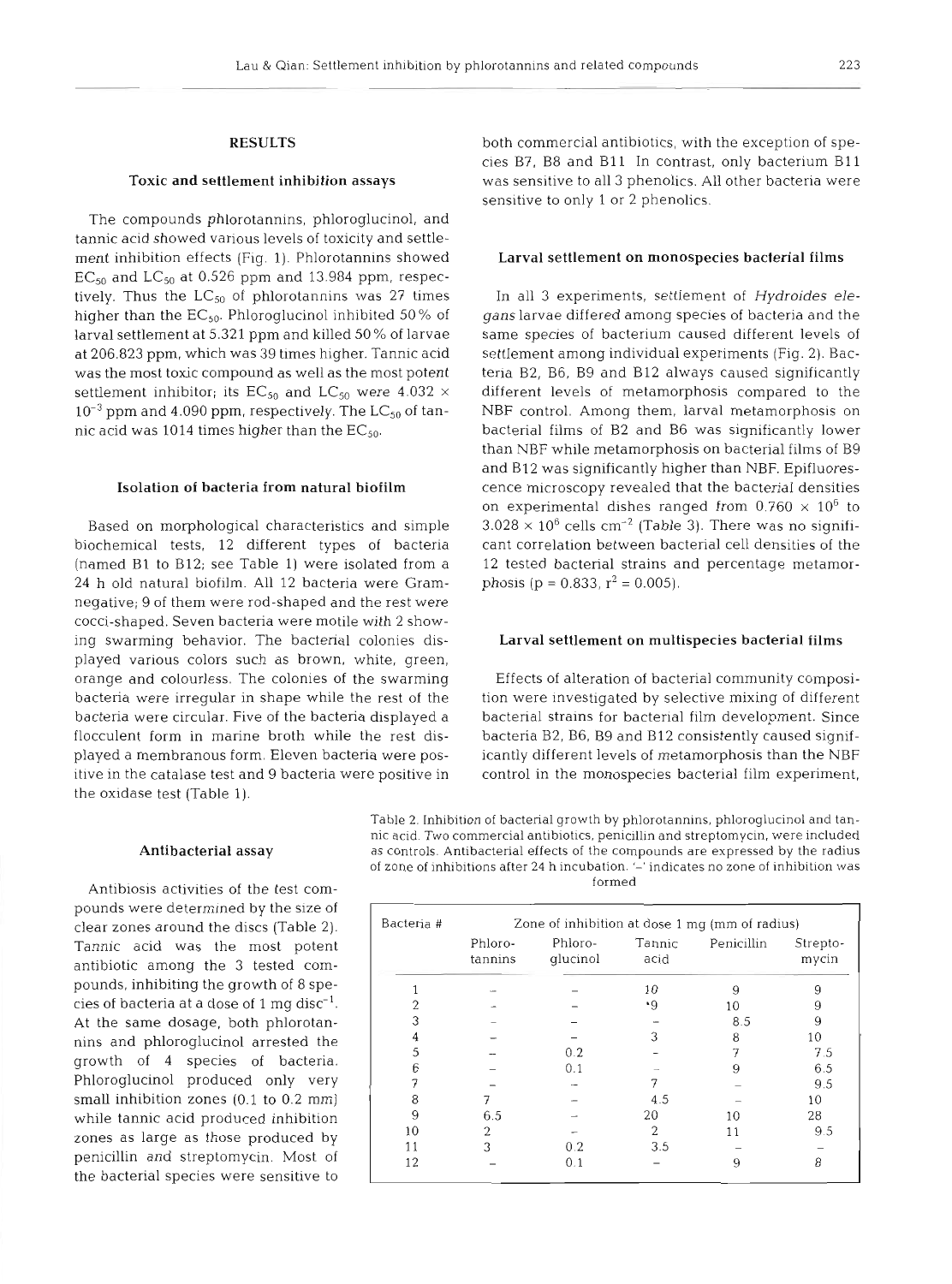## RESULTS

### Toxic and settlement inhibition assays

The compounds phlorotannins, phloroglucinol, and tannic acid showed various levels of toxicity and settlement inhibition effects (Fig. 1). Phlorotannins showed $EC_{50}$ and $LC_{50}$ at 0.526 ppm and 13.984 ppm, respectively. Thus the $LC_{50}$ of phlorotannins was 27 times higher than the $EC_{50}$. Phloroglucinol inhibited 50% of larval settlement at 5.321 ppm and killed 50% of larvae at 206.823 ppm, which was 39 times higher. Tannic acid was the most toxic compound as well as the most potent settlement inhibitor; its $EC_{50}$ and $LC_{50}$ were $4.032 \times 10^{-3}$ ppm and 4.090 ppm, respectively. The $LC_{50}$ of tannic acid was 1014 times higher than the $EC_{50}$.

### Isolation of bacteria from natural biofilm

Based on morphological characteristics and simple biochemical tests, 12 different types of bacteria (named B1 to B12; see Table 1) were isolated from a 24 h old natural biofilm. All 12 bacteria were Gram-negative; 9 of them were rod-shaped and the rest were cocci-shaped. Seven bacteria were motile with 2 showing swarming behavior. The bacterial colonies displayed various colors such as brown, white, green, orange and colourless. The colonies of the swarming bacteria were irregular in shape while the rest of the bacteria were circular. Five of the bacteria displayed a flocculent form in marine broth while the rest displayed a membranous form. Eleven bacteria were positive in the catalase test and 9 bacteria were positive in the oxidase test (Table 1).

### Antibacterial assay

Antibiosis activities of the test compounds were determined by the size of clear zones around the discs (Table 2). Tannic acid was the most potent antibiotic among the 3 tested compounds, inhibiting the growth of 8 species of bacteria at a dose of 1 mg $disc^{-1}$. At the same dosage, both phlorotannins and phloroglucinol arrested the growth of 4 species of bacteria. Phloroglucinol produced only very small inhibition zones (0.1 to 0.2 mm) while tannic acid produced inhibition zones as large as those produced by penicillin and streptomycin. Most of the bacterial species were sensitive to both commercial antibiotics, with the exception of species B7, B8 and B11 In contrast, only bacterium B11 was sensitive to all 3 phenolics. All other bacteria were sensitive to only 1 or 2 phenolics.

### Larval settlement on monospecies bacterial films

In all 3 experiments, settlement of *Hydroides elegans* larvae differed among species of bacteria and the same species of bacterium caused different levels of settlement among individual experiments (Fig. 2). Bacteria B2, B6, B9 and B12 always caused significantly different levels of metamorphosis compared to the NBF control. Among them, larval metamorphosis on bacterial films of B2 and B6 was significantly lower than NBF while metamorphosis on bacterial films of B9 and B12 was significantly higher than NBF. Epifluorescence microscopy revealed that the bacterial densities on experimental dishes ranged from $0.760 \times 10^6$ to $3.028 \times 10^6$ cells $cm^{-2}$ (Table 3). There was no significant correlation between bacterial cell densities of the 12 tested bacterial strains and percentage metamorphosis ($p = 0.833$, $r^2 = 0.005$).

### Larval settlement on multispecies bacterial films

Effects of alteration of bacterial community composition were investigated by selective mixing of different bacterial strains for bacterial film development. Since bacteria B2, B6, B9 and B12 consistently caused significantly different levels of metamorphosis than the NBF control in the monospecies bacterial film experiment,

Table 2. Inhibition of bacterial growth by phlorotannins, phloroglucinol and tannic acid. Two commercial antibiotics, penicillin and streptomycin, were included as controls. Antibacterial effects of the compounds are expressed by the radius of zone of inhibitions after 24 h incubation. '–' indicates no zone of inhibition was formed

| Bacteria # | Zone of inhibition at dose 1 mg (mm of radius) | | | | |
|---|---|---|---|---|---|
| | Phloro-tannins | Phloro-glucinol | Tannic acid | Penicillin | Strepto-mycin |
| 1 | – | – | 10 | 9 | 9 |
| 2 | – | – | 9 | 10 | 9 |
| 3 | – | – | – | 8.5 | 9 |
| 4 | – | – | 3 | 8 | 10 |
| 5 | – | 0.2 | – | 7 | 7.5 |
| 6 | – | 0.1 | – | 9 | 6.5 |
| 7 | – | – | 7 | – | 9.5 |
| 8 | 7 | – | 4.5 | – | 10 |
| 9 | 6.5 | – | 20 | 10 | 28 |
| 10 | 2 | – | 2 | 11 | 9.5 |
| 11 | 3 | 0.2 | 3.5 | – | – |
| 12 | – | 0.1 | – | 9 | 8 |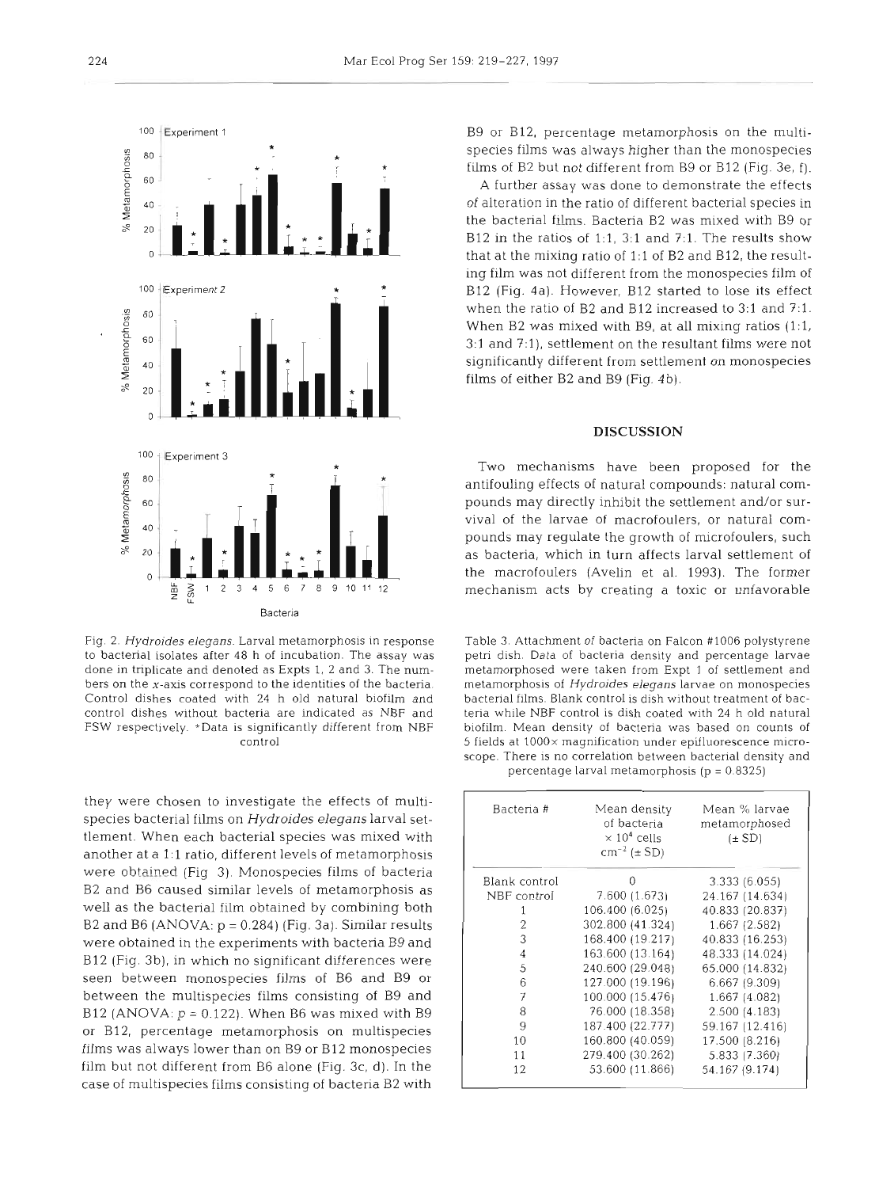Fig. 2. *Hydroides elegans*. Larval metamorphosis in response to bacterial isolates after 48 h of incubation. The assay was done in triplicate and denoted as Expts 1, 2 and 3. The numbers on the x-axis correspond to the identities of the bacteria. Control dishes coated with 24 h old natural biofilm and control dishes without bacteria are indicated as NBF and FSW respectively. *Data is significantly different from NBF control

they were chosen to investigate the effects of multispecies bacterial films on *Hydroides elegans* larval settlement. When each bacterial species was mixed with another at a 1:1 ratio, different levels of metamorphosis were obtained (Fig. 3). Monospecies films of bacteria B2 and B6 caused similar levels of metamorphosis as well as the bacterial film obtained by combining both B2 and B6 (ANOVA: p = 0.284) (Fig. 3a). Similar results were obtained in the experiments with bacteria B9 and B12 (Fig. 3b), in which no significant differences were seen between monospecies films of B6 and B9 or between the multispecies films consisting of B9 and B12 (ANOVA: p = 0.122). When B6 was mixed with B9 or B12, percentage metamorphosis on multispecies films was always lower than on B9 or B12 monospecies film but not different from B6 alone (Fig. 3c, d). In the case of multispecies films consisting of bacteria B2 with B9 or B12, percentage metamorphosis on the multispecies films was always higher than the monospecies films of B2 but not different from B9 or B12 (Fig. 3e, f).

A further assay was done to demonstrate the effects of alteration in the ratio of different bacterial species in the bacterial films. Bacteria B2 was mixed with B9 or B12 in the ratios of 1:1, 3:1 and 7:1. The results show that at the mixing ratio of 1:1 of B2 and B12, the resulting film was not different from the monospecies film of B12 (Fig. 4a). However, B12 started to lose its effect when the ratio of B2 and B12 increased to 3:1 and 7:1. When B2 was mixed with B9, at all mixing ratios (1:1, 3:1 and 7:1), settlement on the resultant films were not significantly different from settlement on monospecies films of either B2 and B9 (Fig. 4b).

## DISCUSSION

Two mechanisms have been proposed for the antifouling effects of natural compounds: natural compounds may directly inhibit the settlement and/or survival of the larvae of macrofoulers, or natural compounds may regulate the growth of microfoulers, such as bacteria, which in turn affects larval settlement of the macrofoulers (Avelin et al. 1993). The former mechanism acts by creating a toxic or unfavorable

Table 3. Attachment of bacteria on Falcon #1006 polystyrene petri dish. Data of bacteria density and percentage larvae metamorphosed were taken from Expt 1 of settlement and metamorphosis of *Hydroides elegans* larvae on monospecies bacterial films. Blank control is dish without treatment of bacteria while NBF control is dish coated with 24 h old natural biofilm. Mean density of bacteria was based on counts of 5 fields at 1000× magnification under epifluorescence microscope. There is no correlation between bacterial density and percentage larval metamorphosis (p = 0.8325)

| Bacteria # | Mean density of bacteria $\times 10^4$ cells $cm^{-2}$ (± SD) | Mean % larvae metamorphosed (± SD) |
|---|---|---|
| Blank control | 0 | 3.333 (6.055) |
| NBF control | 7.600 (1.673) | 24.167 (14.634) |
| 1 | 106.400 (6.025) | 40.833 (20.837) |
| 2 | 302.800 (41.324) | 1.667 (2.582) |
| 3 | 168.400 (19.217) | 40.833 (16.253) |
| 4 | 163.600 (13.164) | 48.333 (14.024) |
| 5 | 240.600 (29.048) | 65.000 (14.832) |
| 6 | 127.000 (19.196) | 6.667 (9.309) |
| 7 | 100.000 (15.476) | 1.667 (4.082) |
| 8 | 76.000 (18.358) | 2.500 (4.183) |
| 9 | 187.400 (22.777) | 59.167 (12.416) |
| 10 | 160.800 (40.059) | 17.500 (8.216) |
| 11 | 279.400 (30.262) | 5.833 (7.360) |
| 12 | 53.600 (11.866) | 54.167 (9.174) |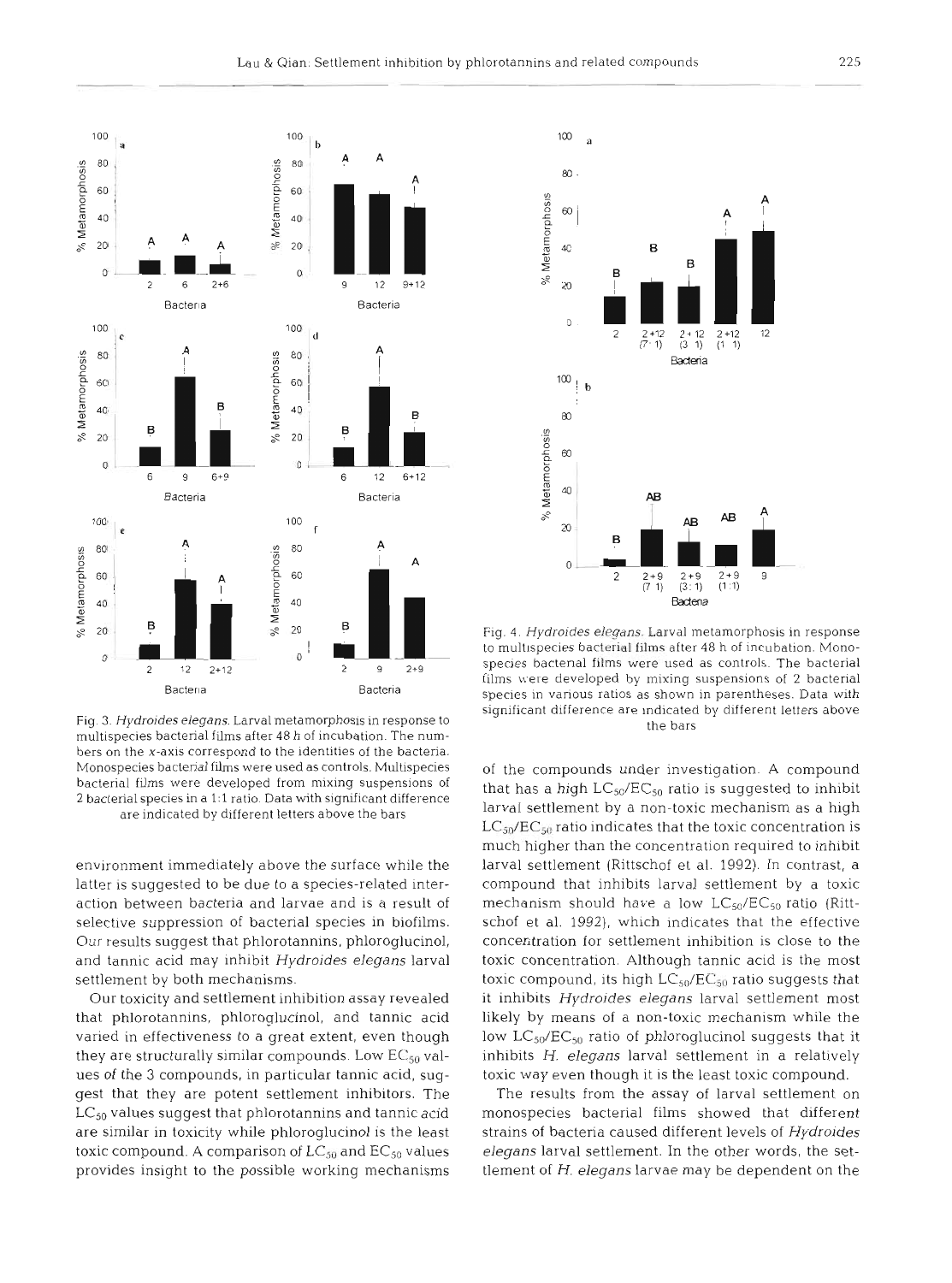Fig. 3. *Hydroides elegans*. Larval metamorphosis in response to multispecies bacterial films after 48 h of incubation. The numbers on the x-axis correspond to the identities of the bacteria. Monospecies bacterial films were used as controls. Multispecies bacterial films were developed from mixing suspensions of 2 bacterial species in a 1:1 ratio. Data with significant difference are indicated by different letters above the bars

Fig. 4. *Hydroides elegans*. Larval metamorphosis in response to multispecies bacterial films after 48 h of incubation. Monospecies bacterial films were used as controls. The bacterial films were developed by mixing suspensions of 2 bacterial species in various ratios as shown in parentheses. Data with significant difference are indicated by different letters above the bars

environment immediately above the surface while the latter is suggested to be due to a species-related interaction between bacteria and larvae and is a result of selective suppression of bacterial species in biofilms. Our results suggest that phlorotannins, phloroglucinol, and tannic acid may inhibit *Hydroides elegans* larval settlement by both mechanisms.

Our toxicity and settlement inhibition assay revealed that phlorotannins, phloroglucinol, and tannic acid varied in effectiveness to a great extent, even though they are structurally similar compounds. Low $EC_{50}$ values of the 3 compounds, in particular tannic acid, suggest that they are potent settlement inhibitors. The $LC_{50}$ values suggest that phlorotannins and tannic acid are similar in toxicity while phloroglucinol is the least toxic compound. A comparison of $LC_{50}$ and $EC_{50}$ values provides insight to the possible working mechanisms of the compounds under investigation. A compound that has a high $LC_{50}/EC_{50}$ ratio is suggested to inhibit larval settlement by a non-toxic mechanism as a high $LC_{50}/EC_{50}$ ratio indicates that the toxic concentration is much higher than the concentration required to inhibit larval settlement (Rittschof et al. 1992). In contrast, a compound that inhibits larval settlement by a toxic mechanism should have a low $LC_{50}/EC_{50}$ ratio (Rittschof et al. 1992), which indicates that the effective concentration for settlement inhibition is close to the toxic concentration. Although tannic acid is the most toxic compound, its high $LC_{50}/EC_{50}$ ratio suggests that it inhibits *Hydroides elegans* larval settlement most likely by means of a non-toxic mechanism while the low $LC_{50}/EC_{50}$ ratio of phloroglucinol suggests that it inhibits *H. elegans* larval settlement in a relatively toxic way even though it is the least toxic compound.

The results from the assay of larval settlement on monospecies bacterial films showed that different strains of bacteria caused different levels of *Hydroides elegans* larval settlement. In the other words, the settlement of *H. elegans* larvae may be dependent on the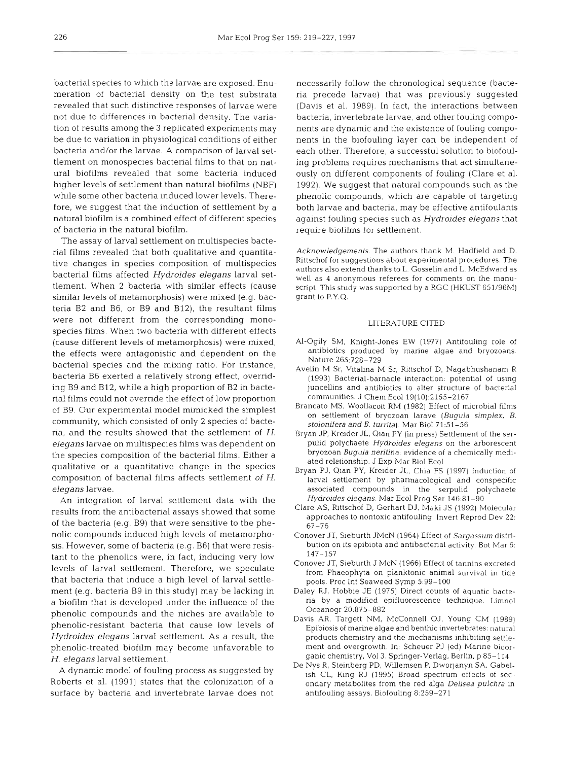bacterial species to which the larvae are exposed. Enumeration of bacterial density on the test substrata revealed that such distinctive responses of larvae were not due to differences in bacterial density. The variation of results among the 3 replicated experiments may be due to variation in physiological conditions of either bacteria and/or the larvae. A comparison of larval settlement on monospecies bacterial films to that on natural biofilms revealed that some bacteria induced higher levels of settlement than natural biofilms (NBF) while some other bacteria induced lower levels. Therefore, we suggest that the induction of settlement by a natural biofilm is a combined effect of different species of bacteria in the natural biofilm.

The assay of larval settlement on multispecies bacterial films revealed that both qualitative and quantitative changes in species composition of multispecies bacterial films affected *Hydroides elegans* larval settlement. When 2 bacteria with similar effects (cause similar levels of metamorphosis) were mixed (e.g. bacteria B2 and B6, or B9 and B12), the resultant films were not different from the corresponding monospecies films. When two bacteria with different effects (cause different levels of metamorphosis) were mixed, the effects were antagonistic and dependent on the bacterial species and the mixing ratio. For instance, bacteria B6 exerted a relatively strong effect, overriding B9 and B12, while a high proportion of B2 in bacterial films could not override the effect of low proportion of B9. Our experimental model mimicked the simplest community, which consisted of only 2 species of bacteria, and the results showed that the settlement of *H. elegans* larvae on multispecies films was dependent on the species composition of the bacterial films. Either a qualitative or a quantitative change in the species composition of bacterial films affects settlement of *H. elegans* larvae.

An integration of larval settlement data with the results from the antibacterial assays showed that some of the bacteria (e.g. B9) that were sensitive to the phenolic compounds induced high levels of metamorphosis. However, some of bacteria (e.g. B6) that were resistant to the phenolics were, in fact, inducing very low levels of larval settlement. Therefore, we speculate that bacteria that induce a high level of larval settlement (e.g. bacteria B9 in this study) may be lacking in a biofilm that is developed under the influence of the phenolic compounds and the niches are available to phenolic-resistant bacteria that cause low levels of *Hydroides elegans* larval settlement. As a result, the phenolic-treated biofilm may become unfavorable to *H. elegans* larval settlement.

A dynamic model of fouling process as suggested by Roberts et al. (1991) states that the colonization of a surface by bacteria and invertebrate larvae does not necessarily follow the chronological sequence (bacteria precede larvae) that was previously suggested (Davis et al. 1989). In fact, the interactions between bacteria, invertebrate larvae, and other fouling components are dynamic and the existence of fouling components in the biofouling layer can be independent of each other. Therefore, a successful solution to biofouling problems requires mechanisms that act simultaneously on different components of fouling (Clare et al. 1992). We suggest that natural compounds such as the phenolic compounds, which are capable of targeting both larvae and bacteria, may be effective antifoulants against fouling species such as *Hydroides elegans* that require biofilms for settlement.

*Acknowledgements.* The authors thank M. Hadfield and D. Rittschof for suggestions about experimental procedures. The authors also extend thanks to L. Gosselin and L. McEdward as well as 4 anonymous referees for comments on the manuscript. This study was supported by a RGC (HKUST 651/96M) grant to P.Y.Q.

## LITERATURE CITED

Al-Ogily SM, Knight-Jones EW (1977) Antifouling role of antibiotics produced by marine algae and bryozoans. Nature 265:728–729

Avelin M Sr, Vitalina M Sr, Rittschof D, Nagabhushanam R (1993) Bacterial-barnacle interaction: potential of using juncellins and antibiotics to alter structure of bacterial communities. J Chem Ecol 19(10):2155–2167

Brancato MS, Woollacott RM (1982) Effect of microbial films on settlement of bryozoan larvae (*Bugula simplex*, *B. stolonifera* and *B. turrita*). Mar Biol 71:51–56

Bryan JP, Kreider JL, Qian PY (in press) Settlement of the serpulid polychaete *Hydroides elegans* on the arborescent bryozoan *Bugula neritina*: evidence of a chemically mediated relationship. J Exp Mar Biol Ecol

Bryan PJ, Qian PY, Kreider JL, Chia FS (1997) Induction of larval settlement by pharmacological and conspecific associated compounds in the serpulid polychaete *Hydroides elegans*. Mar Ecol Prog Ser 146:81–90

Clare AS, Rittschof D, Gerhart DJ, Maki JS (1992) Molecular approaches to nontoxic antifouling. Invert Reprod Dev 22: 67–76

Conover JT, Sieburth JMcN (1964) Effect of *Sargassum* distribution on its epibiota and antibacterial activity. Bot Mar 6: 147–157

Conover JT, Sieburth J McN (1966) Effect of tannins excreted from Phaeophyta on planktonic animal survival in tide pools. Proc Int Seaweed Symp 5:99–100

Daley RJ, Hobbie JE (1975) Direct counts of aquatic bacteria by a modified epifluorescence technique. Limnol Oceanogr 20:875–882

Davis AR, Targett NM, McConnell OJ, Young CM (1989) Epibiosis of marine algae and benthic invertebrates: natural products chemistry and the mechanisms inhibiting settlement and overgrowth. In: Scheuer PJ (ed) Marine bioorganic chemistry, Vol 3. Springer-Verlag, Berlin, p 85–114

De Nys R, Steinberg PD, Willemsen P, Dworjanyn SA, Gabelish CL, King RJ (1995) Broad spectrum effects of secondary metabolites from the red alga *Delisea pulchra* in antifouling assays. Biofouling 8:259–271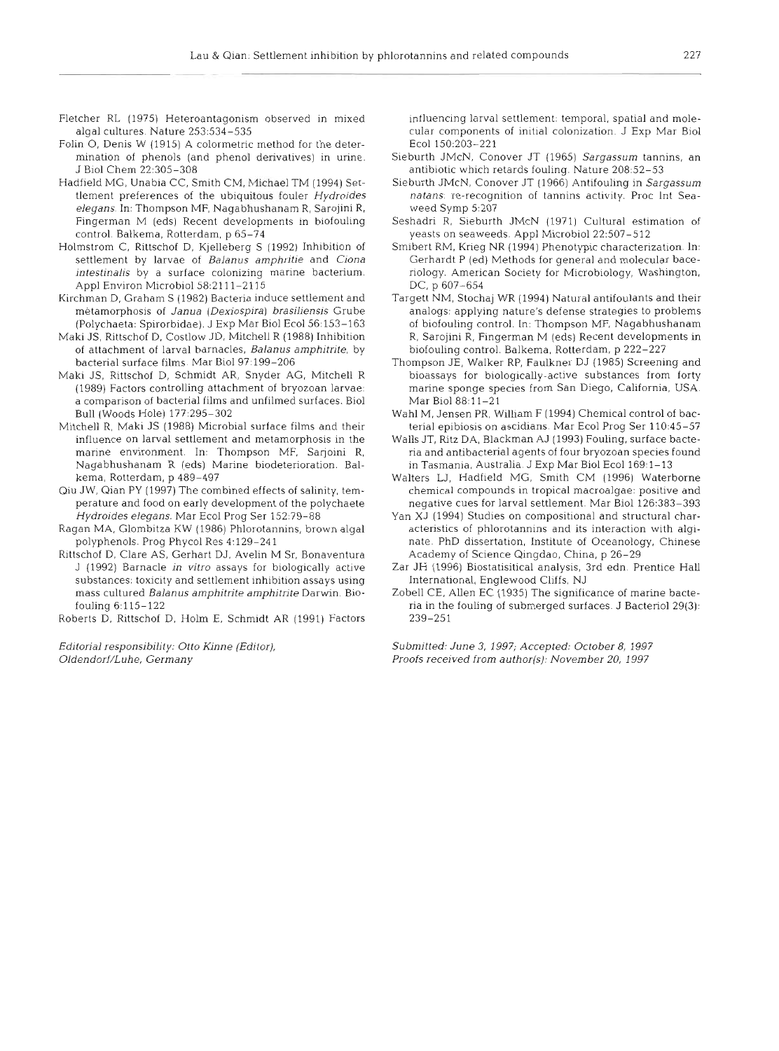Fletcher RL (1975) Heteroantagonism observed in mixed algal cultures. Nature 253:534–535

Folin O, Denis W (1915) A colormetric method for the determination of phenols (and phenol derivatives) in urine. J Biol Chem 22:305–308

Hadfield MG, Unabia CC, Smith CM, Michael TM (1994) Settlement preferences of the ubiquitous fouler *Hydroides elegans*. In: Thompson MF, Nagabhushanam R, Sarojini R, Fingerman M (eds) Recent developments in biofouling control. Balkema, Rotterdam, p 65–74

Holmstrom C, Rittschof D, Kjelleberg S (1992) Inhibition of settlement by larvae of *Balanus amphritie* and *Ciona intestinalis* by a surface colonizing marine bacterium. Appl Environ Microbiol 58:2111–2115

Kirchman D, Graham S (1982) Bacteria induce settlement and mètamorphosis of *Janua (Dexiospira) brasiliensis* Grube (Polychaeta: Spirorbidae). J Exp Mar Biol Ecol 56:153–163

Maki JS, Rittschof D, Costlow JD, Mitchell R (1988) Inhibition of attachment of larval barnacles, *Balanus amphitrite*, by bacterial surface films. Mar Biol 97:199–206

Maki JS, Rittschof D, Schmidt AR, Snyder AG, Mitchell R (1989) Factors controlling attachment of bryozoan larvae: a comparison of bacterial films and unfilmed surfaces. Biol Bull (Woods Hole) 177:295–302

Mitchell R, Maki JS (1988) Microbial surface films and their influence on larval settlement and metamorphosis in the marine environment. In: Thompson MF, Sarjoini R, Nagabhushanam R (eds) Marine biodeterioration. Balkema, Rotterdam, p 489–497

Qiu JW, Qian PY (1997) The combined effects of salinity, temperature and food on early development of the polychaete *Hydroides elegans*. Mar Ecol Prog Ser 152:79–88

Ragan MA, Glombitza KW (1986) Phlorotannins, brown algal polyphenols. Prog Phycol Res 4:129–241

Rittschof D, Clare AS, Gerhart DJ, Avelin M Sr, Bonaventura J (1992) Barnacle *in vitro* assays for biologically active substances: toxicity and settlement inhibition assays using mass cultured *Balanus amphitrite amphitrite* Darwin. Biofouling 6:115–122

Roberts D, Rittschof D, Holm E, Schmidt AR (1991) Factors influencing larval settlement: temporal, spatial and molecular components of initial colonization. J Exp Mar Biol Ecol 150:203–221

Sieburth JMcN, Conover JT (1965) *Sargassum* tannins, an antibiotic which retards fouling. Nature 208:52–53

Sieburth JMcN, Conover JT (1966) Antifouling in *Sargassum natans*: re-recognition of tannins activity. Proc Int Seaweed Symp 5:207

Seshadri R, Sieburth JMcN (1971) Cultural estimation of yeasts on seaweeds. Appl Microbiol 22:507–512

Smibert RM, Krieg NR (1994) Phenotypic characterization. In: Gerhardt P (ed) Methods for general and molecular baceriology. American Society for Microbiology, Washington, DC, p 607–654

Targett NM, Stochaj WR (1994) Natural antifoulants and their analogs: applying nature's defense strategies to problems of biofouling control. In: Thompson MF, Nagabhushanam R, Sarojini R, Fingerman M (eds) Recent developments in biofouling control. Balkema, Rotterdam, p 222–227

Thompson JE, Walker RP, Faulkner DJ (1985) Screening and bioassays for biologically-active substances from forty marine sponge species from San Diego, California, USA. Mar Biol 88:11–21

Wahl M, Jensen PR, William F (1994) Chemical control of bacterial epibiosis on ascidians. Mar Ecol Prog Ser 110:45–57

Walls JT, Ritz DA, Blackman AJ (1993) Fouling, surface bacteria and antibacterial agents of four bryozoan species found in Tasmania, Australia. J Exp Mar Biol Ecol 169:1–13

Walters LJ, Hadfield MG, Smith CM (1996) Waterborne chemical compounds in tropical macroalgae: positive and negative cues for larval settlement. Mar Biol 126:383–393

Yan XJ (1994) Studies on compositional and structural characteristics of phlorotannins and its interaction with alginate. PhD dissertation, Institute of Oceanology, Chinese Academy of Science Qingdao, China, p 26–29

Zar JH (1996) Biostatisitical analysis, 3rd edn. Prentice Hall International, Englewood Cliffs, NJ

Zobell CE, Allen EC (1935) The significance of marine bacteria in the fouling of submerged surfaces. J Bacteriol 29(3): 239–251

*Editorial responsibility: Otto Kinne (Editor), Oldendorf/Luhe, Germany*

*Submitted: June 3, 1997; Accepted: October 8, 1997*
*Proofs received from author(s): November 20, 1997*